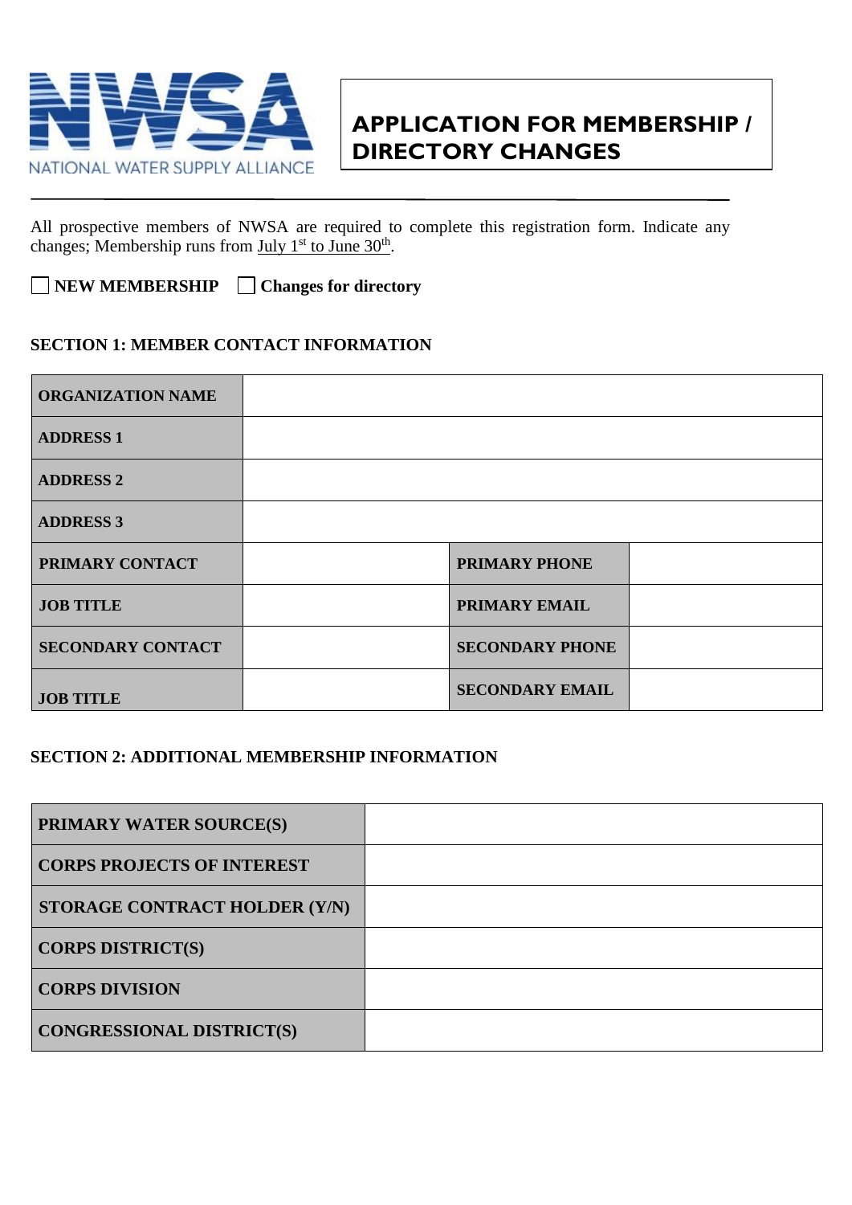NATIONAL WATER SUPPLY ALLIANCE

# APPLICATION FOR MEMBERSHIP / DIRECTORY CHANGES

All prospective members of NWSA are required to complete this registration form. Indicate any changes; Membership runs from July 1st to June 30th.

☐ **NEW MEMBERSHIP** ☐ **Changes for directory**

### SECTION 1: MEMBER CONTACT INFORMATION

| | | | |
|---|---|---|---|
| **ORGANIZATION NAME** | | | |
| **ADDRESS 1** | | | |
| **ADDRESS 2** | | | |
| **ADDRESS 3** | | | |
| **PRIMARY CONTACT** | | **PRIMARY PHONE** | |
| **JOB TITLE** | | **PRIMARY EMAIL** | |
| **SECONDARY CONTACT** | | **SECONDARY PHONE** | |
| **JOB TITLE** | | **SECONDARY EMAIL** | |

### SECTION 2: ADDITIONAL MEMBERSHIP INFORMATION

| | |
|---|---|
| **PRIMARY WATER SOURCE(S)** | |
| **CORPS PROJECTS OF INTEREST** | |
| **STORAGE CONTRACT HOLDER (Y/N)** | |
| **CORPS DISTRICT(S)** | |
| **CORPS DIVISION** | |
| **CONGRESSIONAL DISTRICT(S)** | |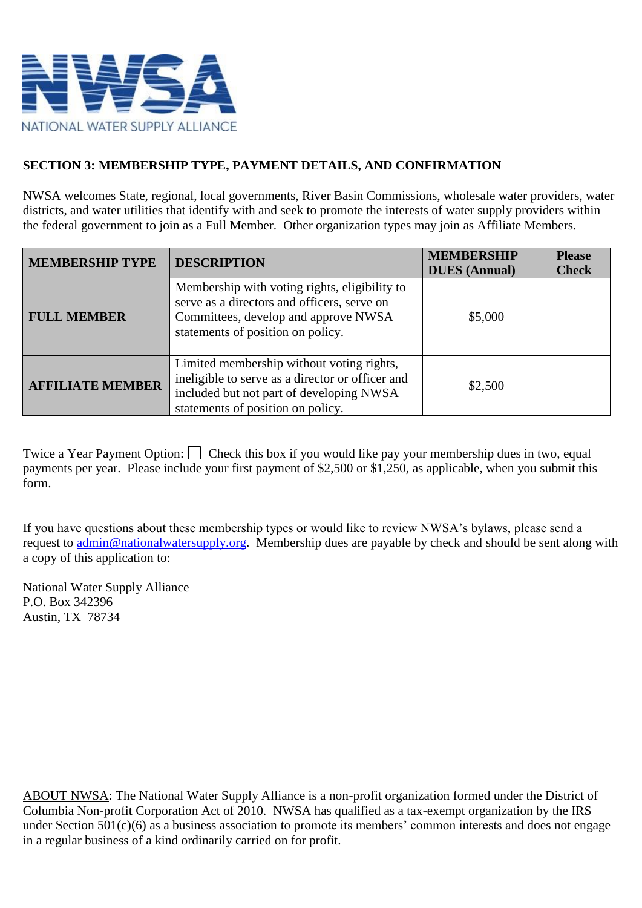NATIONAL WATER SUPPLY ALLIANCE

## SECTION 3: MEMBERSHIP TYPE, PAYMENT DETAILS, AND CONFIRMATION

NWSA welcomes State, regional, local governments, River Basin Commissions, wholesale water providers, water districts, and water utilities that identify with and seek to promote the interests of water supply providers within the federal government to join as a Full Member. Other organization types may join as Affiliate Members.

| MEMBERSHIP TYPE | DESCRIPTION | MEMBERSHIP DUES (Annual) | Please Check |
|---|---|---|---|
| **FULL MEMBER** | Membership with voting rights, eligibility to serve as a directors and officers, serve on Committees, develop and approve NWSA statements of position on policy. | $5,000 | |
| **AFFILIATE MEMBER** | Limited membership without voting rights, ineligible to serve as a director or officer and included but not part of developing NWSA statements of position on policy. | $2,500 | |

Twice a Year Payment Option: ☐ Check this box if you would like pay your membership dues in two, equal payments per year. Please include your first payment of $2,500 or $1,250, as applicable, when you submit this form.

If you have questions about these membership types or would like to review NWSA's bylaws, please send a request to admin@nationalwatersupply.org. Membership dues are payable by check and should be sent along with a copy of this application to:

National Water Supply Alliance
P.O. Box 342396
Austin, TX 78734

ABOUT NWSA: The National Water Supply Alliance is a non-profit organization formed under the District of Columbia Non-profit Corporation Act of 2010. NWSA has qualified as a tax-exempt organization by the IRS under Section 501(c)(6) as a business association to promote its members' common interests and does not engage in a regular business of a kind ordinarily carried on for profit.